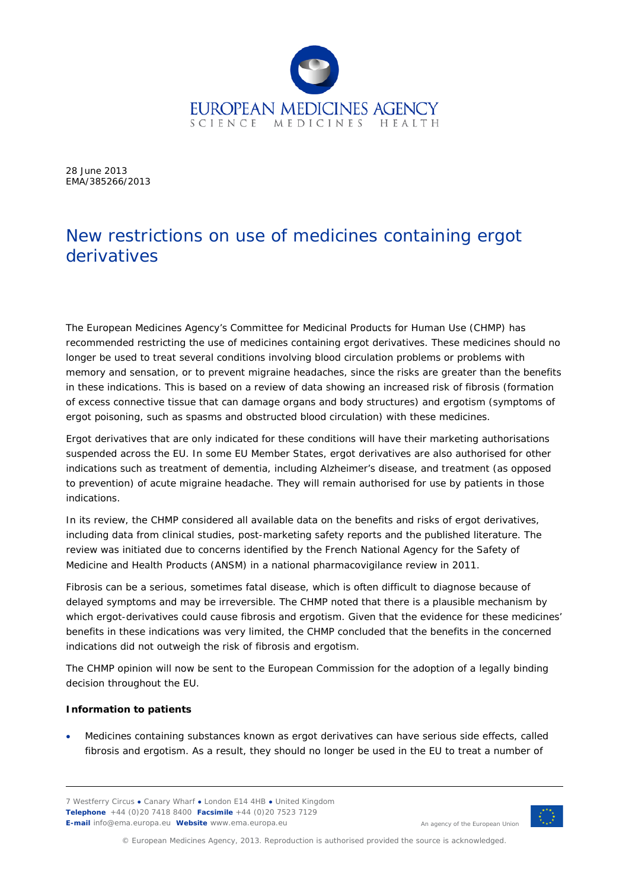28 June 2013
EMA/385266/2013

# New restrictions on use of medicines containing ergot derivatives

The European Medicines Agency's Committee for Medicinal Products for Human Use (CHMP) has recommended restricting the use of medicines containing ergot derivatives. These medicines should no longer be used to treat several conditions involving blood circulation problems or problems with memory and sensation, or to prevent migraine headaches, since the risks are greater than the benefits in these indications. This is based on a review of data showing an increased risk of fibrosis (formation of excess connective tissue that can damage organs and body structures) and ergotism (symptoms of ergot poisoning, such as spasms and obstructed blood circulation) with these medicines.

Ergot derivatives that are only indicated for these conditions will have their marketing authorisations suspended across the EU. In some EU Member States, ergot derivatives are also authorised for other indications such as treatment of dementia, including Alzheimer's disease, and treatment (as opposed to prevention) of acute migraine headache. They will remain authorised for use by patients in those indications.

In its review, the CHMP considered all available data on the benefits and risks of ergot derivatives, including data from clinical studies, post-marketing safety reports and the published literature. The review was initiated due to concerns identified by the French National Agency for the Safety of Medicine and Health Products (ANSM) in a national pharmacovigilance review in 2011.

Fibrosis can be a serious, sometimes fatal disease, which is often difficult to diagnose because of delayed symptoms and may be irreversible. The CHMP noted that there is a plausible mechanism by which ergot-derivatives could cause fibrosis and ergotism. Given that the evidence for these medicines' benefits in these indications was very limited, the CHMP concluded that the benefits in the concerned indications did not outweigh the risk of fibrosis and ergotism.

The CHMP opinion will now be sent to the European Commission for the adoption of a legally binding decision throughout the EU.

**Information to patients**

- Medicines containing substances known as ergot derivatives can have serious side effects, called fibrosis and ergotism. As a result, they should no longer be used in the EU to treat a number of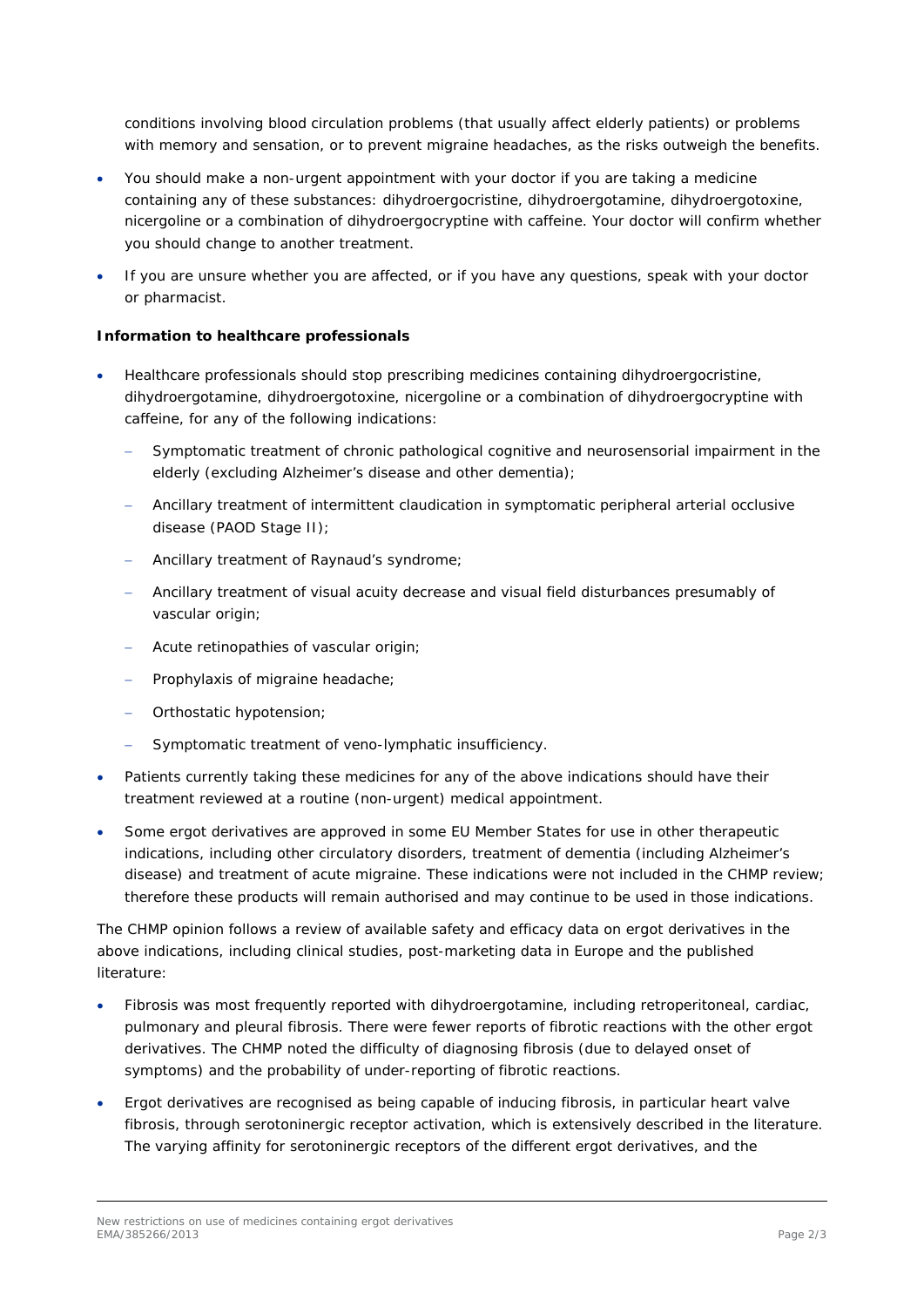conditions involving blood circulation problems (that usually affect elderly patients) or problems with memory and sensation, or to prevent migraine headaches, as the risks outweigh the benefits.

- You should make a non-urgent appointment with your doctor if you are taking a medicine containing any of these substances: dihydroergocristine, dihydroergotamine, dihydroergotoxine, nicergoline or a combination of dihydroergocryptine with caffeine. Your doctor will confirm whether you should change to another treatment.
- If you are unsure whether you are affected, or if you have any questions, speak with your doctor or pharmacist.

**Information to healthcare professionals**

- Healthcare professionals should stop prescribing medicines containing dihydroergocristine, dihydroergotamine, dihydroergotoxine, nicergoline or a combination of dihydroergocryptine with caffeine, for any of the following indications:
  - Symptomatic treatment of chronic pathological cognitive and neurosensorial impairment in the elderly (excluding Alzheimer's disease and other dementia);
  - Ancillary treatment of intermittent claudication in symptomatic peripheral arterial occlusive disease (PAOD Stage II);
  - Ancillary treatment of Raynaud's syndrome;
  - Ancillary treatment of visual acuity decrease and visual field disturbances presumably of vascular origin;
  - Acute retinopathies of vascular origin;
  - Prophylaxis of migraine headache;
  - Orthostatic hypotension;
  - Symptomatic treatment of veno-lymphatic insufficiency.
- Patients currently taking these medicines for any of the above indications should have their treatment reviewed at a routine (non-urgent) medical appointment.
- Some ergot derivatives are approved in some EU Member States for use in other therapeutic indications, including other circulatory disorders, treatment of dementia (including Alzheimer's disease) and treatment of acute migraine. These indications were not included in the CHMP review; therefore these products will remain authorised and may continue to be used in those indications.

The CHMP opinion follows a review of available safety and efficacy data on ergot derivatives in the above indications, including clinical studies, post-marketing data in Europe and the published literature:

- Fibrosis was most frequently reported with dihydroergotamine, including retroperitoneal, cardiac, pulmonary and pleural fibrosis. There were fewer reports of fibrotic reactions with the other ergot derivatives. The CHMP noted the difficulty of diagnosing fibrosis (due to delayed onset of symptoms) and the probability of under-reporting of fibrotic reactions.
- Ergot derivatives are recognised as being capable of inducing fibrosis, in particular heart valve fibrosis, through serotoninergic receptor activation, which is extensively described in the literature. The varying affinity for serotoninergic receptors of the different ergot derivatives, and the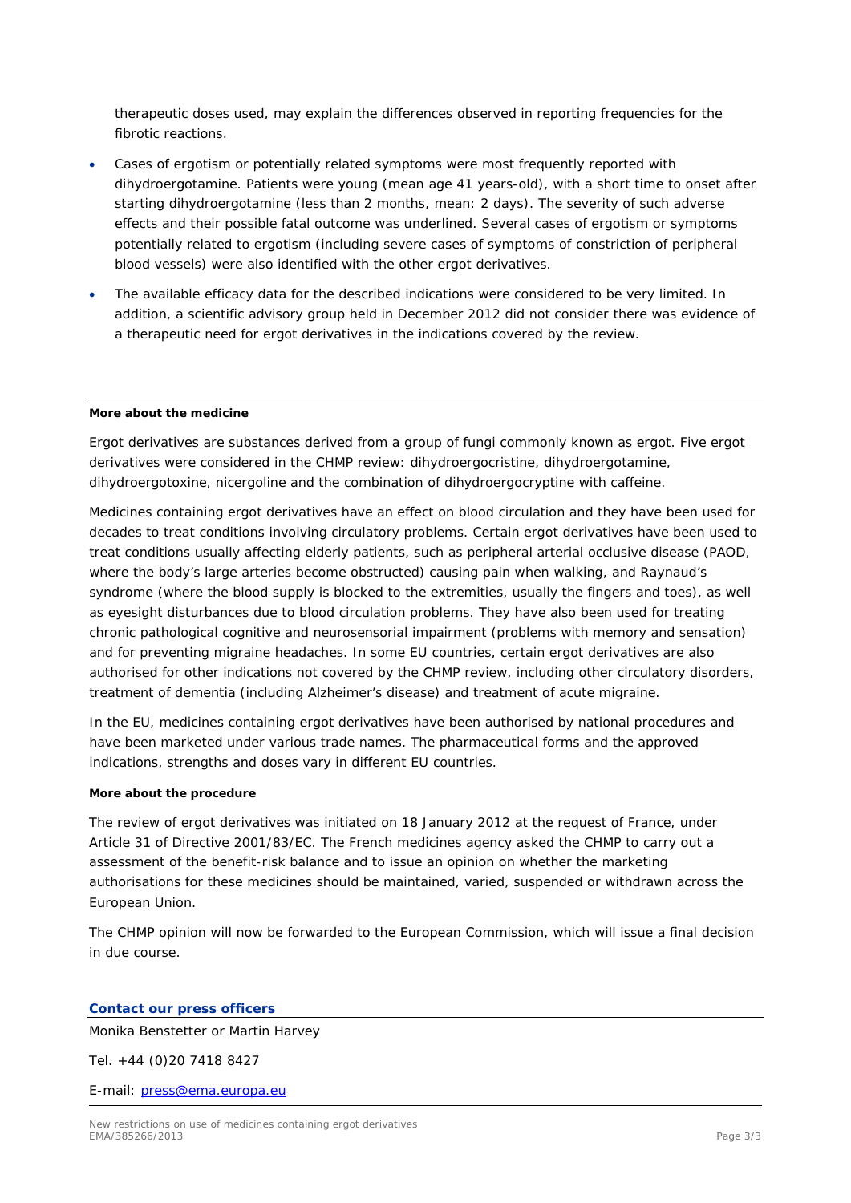therapeutic doses used, may explain the differences observed in reporting frequencies for the fibrotic reactions.

- Cases of ergotism or potentially related symptoms were most frequently reported with dihydroergotamine. Patients were young (mean age 41 years-old), with a short time to onset after starting dihydroergotamine (less than 2 months, mean: 2 days). The severity of such adverse effects and their possible fatal outcome was underlined. Several cases of ergotism or symptoms potentially related to ergotism (including severe cases of symptoms of constriction of peripheral blood vessels) were also identified with the other ergot derivatives.
- The available efficacy data for the described indications were considered to be very limited. In addition, a scientific advisory group held in December 2012 did not consider there was evidence of a therapeutic need for ergot derivatives in the indications covered by the review.

**More about the medicine**

Ergot derivatives are substances derived from a group of fungi commonly known as ergot. Five ergot derivatives were considered in the CHMP review: dihydroergocristine, dihydroergotamine, dihydroergotoxine, nicergoline and the combination of dihydroergocryptine with caffeine.

Medicines containing ergot derivatives have an effect on blood circulation and they have been used for decades to treat conditions involving circulatory problems. Certain ergot derivatives have been used to treat conditions usually affecting elderly patients, such as peripheral arterial occlusive disease (PAOD, where the body's large arteries become obstructed) causing pain when walking, and Raynaud's syndrome (where the blood supply is blocked to the extremities, usually the fingers and toes), as well as eyesight disturbances due to blood circulation problems. They have also been used for treating chronic pathological cognitive and neurosensorial impairment (problems with memory and sensation) and for preventing migraine headaches. In some EU countries, certain ergot derivatives are also authorised for other indications not covered by the CHMP review, including other circulatory disorders, treatment of dementia (including Alzheimer's disease) and treatment of acute migraine.

In the EU, medicines containing ergot derivatives have been authorised by national procedures and have been marketed under various trade names. The pharmaceutical forms and the approved indications, strengths and doses vary in different EU countries.

**More about the procedure**

The review of ergot derivatives was initiated on 18 January 2012 at the request of France, under Article 31 of Directive 2001/83/EC. The French medicines agency asked the CHMP to carry out a assessment of the benefit-risk balance and to issue an opinion on whether the marketing authorisations for these medicines should be maintained, varied, suspended or withdrawn across the European Union.

The CHMP opinion will now be forwarded to the European Commission, which will issue a final decision in due course.

**Contact our press officers**

Monika Benstetter or Martin Harvey

Tel. +44 (0)20 7418 8427

E-mail: press@ema.europa.eu